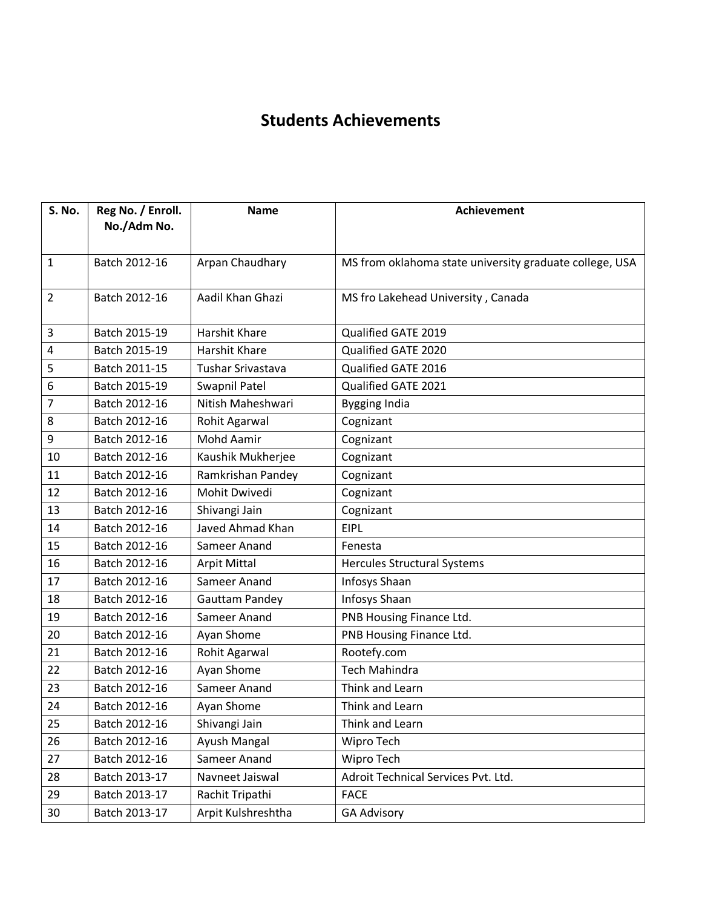# Students Achievements

| S. No. | Reg No. / Enroll. No./Adm No. | Name | Achievement |
|---|---|---|---|
| 1 | Batch 2012-16 | Arpan Chaudhary | MS from oklahoma state university graduate college, USA |
| 2 | Batch 2012-16 | Aadil Khan Ghazi | MS fro Lakehead University , Canada |
| 3 | Batch 2015-19 | Harshit Khare | Qualified GATE 2019 |
| 4 | Batch 2015-19 | Harshit Khare | Qualified GATE 2020 |
| 5 | Batch 2011-15 | Tushar Srivastava | Qualified GATE 2016 |
| 6 | Batch 2015-19 | Swapnil Patel | Qualified GATE 2021 |
| 7 | Batch 2012-16 | Nitish Maheshwari | Bygging India |
| 8 | Batch 2012-16 | Rohit Agarwal | Cognizant |
| 9 | Batch 2012-16 | Mohd Aamir | Cognizant |
| 10 | Batch 2012-16 | Kaushik Mukherjee | Cognizant |
| 11 | Batch 2012-16 | Ramkrishan Pandey | Cognizant |
| 12 | Batch 2012-16 | Mohit Dwivedi | Cognizant |
| 13 | Batch 2012-16 | Shivangi Jain | Cognizant |
| 14 | Batch 2012-16 | Javed Ahmad Khan | EIPL |
| 15 | Batch 2012-16 | Sameer Anand | Fenesta |
| 16 | Batch 2012-16 | Arpit Mittal | Hercules Structural Systems |
| 17 | Batch 2012-16 | Sameer Anand | Infosys Shaan |
| 18 | Batch 2012-16 | Gauttam Pandey | Infosys Shaan |
| 19 | Batch 2012-16 | Sameer Anand | PNB Housing Finance Ltd. |
| 20 | Batch 2012-16 | Ayan Shome | PNB Housing Finance Ltd. |
| 21 | Batch 2012-16 | Rohit Agarwal | Rootefy.com |
| 22 | Batch 2012-16 | Ayan Shome | Tech Mahindra |
| 23 | Batch 2012-16 | Sameer Anand | Think and Learn |
| 24 | Batch 2012-16 | Ayan Shome | Think and Learn |
| 25 | Batch 2012-16 | Shivangi Jain | Think and Learn |
| 26 | Batch 2012-16 | Ayush Mangal | Wipro Tech |
| 27 | Batch 2012-16 | Sameer Anand | Wipro Tech |
| 28 | Batch 2013-17 | Navneet Jaiswal | Adroit Technical Services Pvt. Ltd. |
| 29 | Batch 2013-17 | Rachit Tripathi | FACE |
| 30 | Batch 2013-17 | Arpit Kulshreshtha | GA Advisory |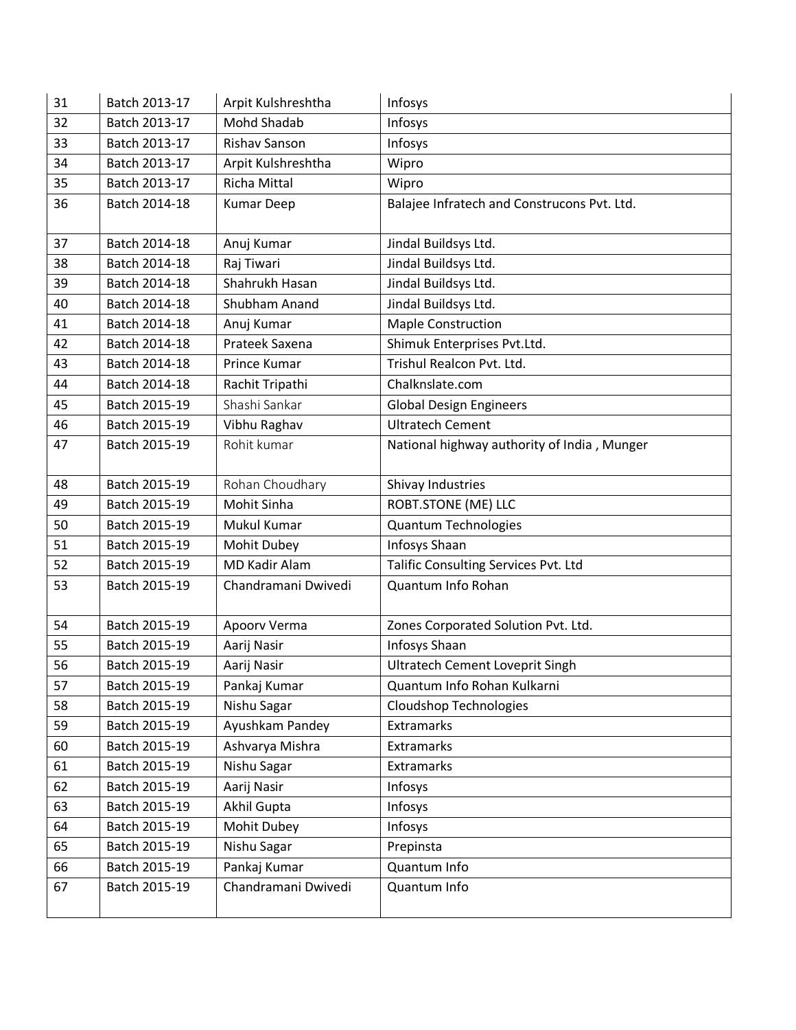| 31 | Batch 2013-17 | Arpit Kulshreshtha | Infosys |
|---|---|---|---|
| 32 | Batch 2013-17 | Mohd Shadab | Infosys |
| 33 | Batch 2013-17 | Rishav Sanson | Infosys |
| 34 | Batch 2013-17 | Arpit Kulshreshtha | Wipro |
| 35 | Batch 2013-17 | Richa Mittal | Wipro |
| 36 | Batch 2014-18 | Kumar Deep | Balajee Infratech and Construcons Pvt. Ltd. |
| 37 | Batch 2014-18 | Anuj Kumar | Jindal Buildsys Ltd. |
| 38 | Batch 2014-18 | Raj Tiwari | Jindal Buildsys Ltd. |
| 39 | Batch 2014-18 | Shahrukh Hasan | Jindal Buildsys Ltd. |
| 40 | Batch 2014-18 | Shubham Anand | Jindal Buildsys Ltd. |
| 41 | Batch 2014-18 | Anuj Kumar | Maple Construction |
| 42 | Batch 2014-18 | Prateek Saxena | Shimuk Enterprises Pvt.Ltd. |
| 43 | Batch 2014-18 | Prince Kumar | Trishul Realcon Pvt. Ltd. |
| 44 | Batch 2014-18 | Rachit Tripathi | Chalknslate.com |
| 45 | Batch 2015-19 | Shashi Sankar | Global Design Engineers |
| 46 | Batch 2015-19 | Vibhu Raghav | Ultratech Cement |
| 47 | Batch 2015-19 | Rohit kumar | National highway authority of India , Munger |
| 48 | Batch 2015-19 | Rohan Choudhary | Shivay Industries |
| 49 | Batch 2015-19 | Mohit Sinha | ROBT.STONE (ME) LLC |
| 50 | Batch 2015-19 | Mukul Kumar | Quantum Technologies |
| 51 | Batch 2015-19 | Mohit Dubey | Infosys Shaan |
| 52 | Batch 2015-19 | MD Kadir Alam | Talific Consulting Services Pvt. Ltd |
| 53 | Batch 2015-19 | Chandramani Dwivedi | Quantum Info Rohan |
| 54 | Batch 2015-19 | Apoorv Verma | Zones Corporated Solution Pvt. Ltd. |
| 55 | Batch 2015-19 | Aarij Nasir | Infosys Shaan |
| 56 | Batch 2015-19 | Aarij Nasir | Ultratech Cement Loveprit Singh |
| 57 | Batch 2015-19 | Pankaj Kumar | Quantum Info Rohan Kulkarni |
| 58 | Batch 2015-19 | Nishu Sagar | Cloudshop Technologies |
| 59 | Batch 2015-19 | Ayushkam Pandey | Extramarks |
| 60 | Batch 2015-19 | Ashvarya Mishra | Extramarks |
| 61 | Batch 2015-19 | Nishu Sagar | Extramarks |
| 62 | Batch 2015-19 | Aarij Nasir | Infosys |
| 63 | Batch 2015-19 | Akhil Gupta | Infosys |
| 64 | Batch 2015-19 | Mohit Dubey | Infosys |
| 65 | Batch 2015-19 | Nishu Sagar | Prepinsta |
| 66 | Batch 2015-19 | Pankaj Kumar | Quantum Info |
| 67 | Batch 2015-19 | Chandramani Dwivedi | Quantum Info |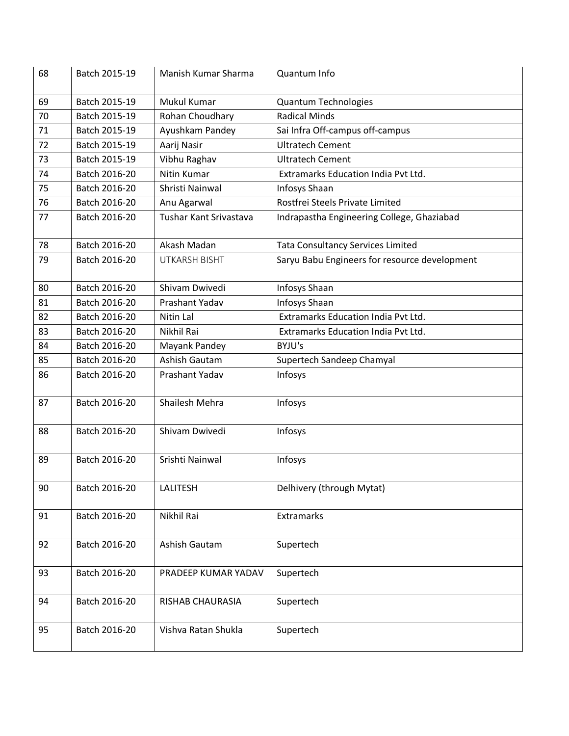| 68 | Batch 2015-19 | Manish Kumar Sharma | Quantum Info |
|---|---|---|---|
| 69 | Batch 2015-19 | Mukul Kumar | Quantum Technologies |
| 70 | Batch 2015-19 | Rohan Choudhary | Radical Minds |
| 71 | Batch 2015-19 | Ayushkam Pandey | Sai Infra Off-campus off-campus |
| 72 | Batch 2015-19 | Aarij Nasir | Ultratech Cement |
| 73 | Batch 2015-19 | Vibhu Raghav | Ultratech Cement |
| 74 | Batch 2016-20 | Nitin Kumar | Extramarks Education India Pvt Ltd. |
| 75 | Batch 2016-20 | Shristi Nainwal | Infosys Shaan |
| 76 | Batch 2016-20 | Anu Agarwal | Rostfrei Steels Private Limited |
| 77 | Batch 2016-20 | Tushar Kant Srivastava | Indrapastha Engineering College, Ghaziabad |
| 78 | Batch 2016-20 | Akash Madan | Tata Consultancy Services Limited |
| 79 | Batch 2016-20 | UTKARSH BISHT | Saryu Babu Engineers for resource development |
| 80 | Batch 2016-20 | Shivam Dwivedi | Infosys Shaan |
| 81 | Batch 2016-20 | Prashant Yadav | Infosys Shaan |
| 82 | Batch 2016-20 | Nitin Lal | Extramarks Education India Pvt Ltd. |
| 83 | Batch 2016-20 | Nikhil Rai | Extramarks Education India Pvt Ltd. |
| 84 | Batch 2016-20 | Mayank Pandey | BYJU's |
| 85 | Batch 2016-20 | Ashish Gautam | Supertech Sandeep Chamyal |
| 86 | Batch 2016-20 | Prashant Yadav | Infosys |
| 87 | Batch 2016-20 | Shailesh Mehra | Infosys |
| 88 | Batch 2016-20 | Shivam Dwivedi | Infosys |
| 89 | Batch 2016-20 | Srishti Nainwal | Infosys |
| 90 | Batch 2016-20 | LALITESH | Delhivery (through Mytat) |
| 91 | Batch 2016-20 | Nikhil Rai | Extramarks |
| 92 | Batch 2016-20 | Ashish Gautam | Supertech |
| 93 | Batch 2016-20 | PRADEEP KUMAR YADAV | Supertech |
| 94 | Batch 2016-20 | RISHAB CHAURASIA | Supertech |
| 95 | Batch 2016-20 | Vishva Ratan Shukla | Supertech |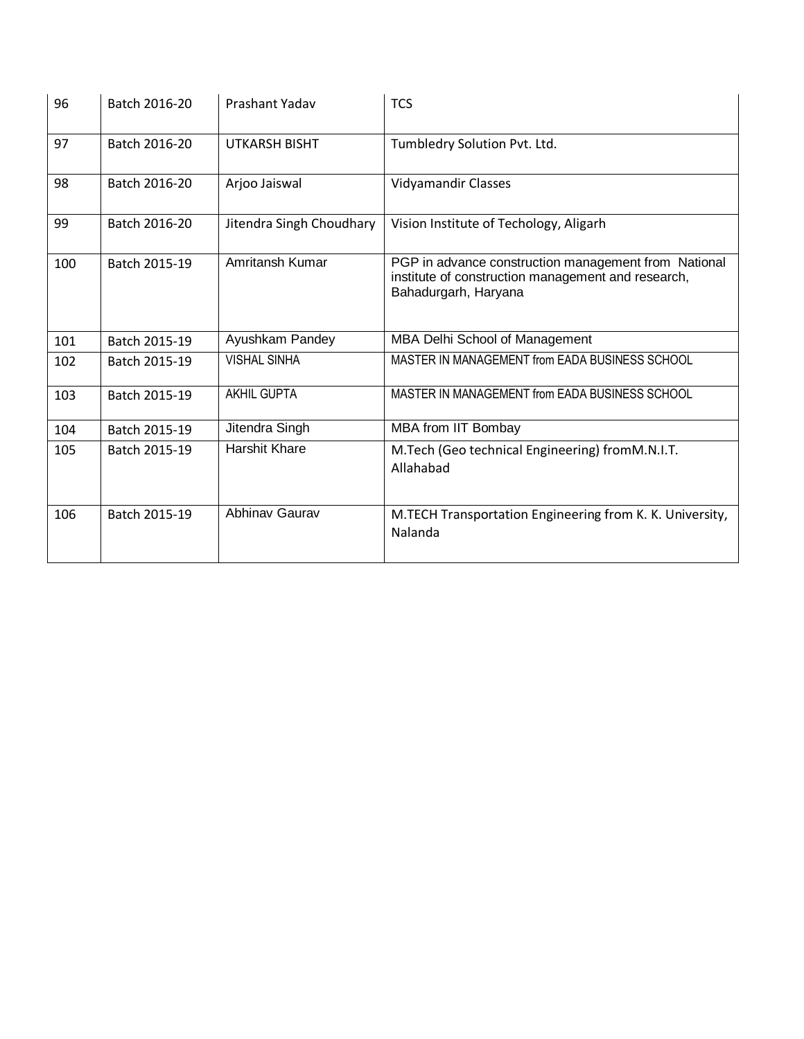| | | | |
|---|---|---|---|
| 96 | Batch 2016-20 | Prashant Yadav | TCS |
| 97 | Batch 2016-20 | UTKARSH BISHT | Tumbledry Solution Pvt. Ltd. |
| 98 | Batch 2016-20 | Arjoo Jaiswal | Vidyamandir Classes |
| 99 | Batch 2016-20 | Jitendra Singh Choudhary | Vision Institute of Techology, Aligarh |
| 100 | Batch 2015-19 | Amritansh Kumar | PGP in advance construction management from National institute of construction management and research, Bahadurgarh, Haryana |
| 101 | Batch 2015-19 | Ayushkam Pandey | MBA Delhi School of Management |
| 102 | Batch 2015-19 | VISHAL SINHA | MASTER IN MANAGEMENT from EADA BUSINESS SCHOOL |
| 103 | Batch 2015-19 | AKHIL GUPTA | MASTER IN MANAGEMENT from EADA BUSINESS SCHOOL |
| 104 | Batch 2015-19 | Jitendra Singh | MBA from IIT Bombay |
| 105 | Batch 2015-19 | Harshit Khare | M.Tech (Geo technical Engineering) fromM.N.I.T. Allahabad |
| 106 | Batch 2015-19 | Abhinav Gaurav | M.TECH Transportation Engineering from K. K. University, Nalanda |